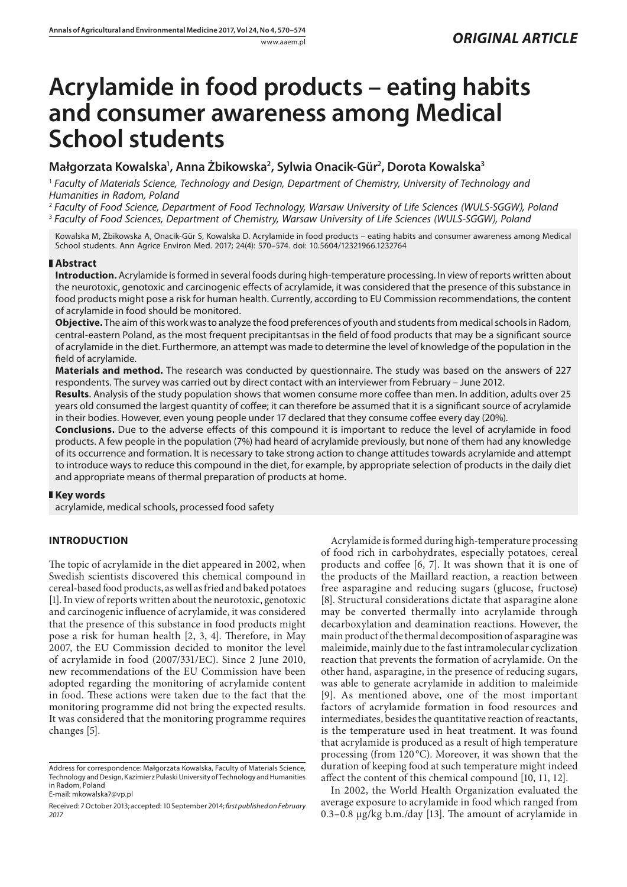*ORIGINAL ARTICLE*

# Acrylamide in food products – eating habits and consumer awareness among Medical School students

**Małgorzata Kowalska[1], Anna Żbikowska[2], Sylwia Onacik-Gür[2], Dorota Kowalska[3]**

[1] *Faculty of Materials Science, Technology and Design, Department of Chemistry, University of Technology and Humanities in Radom, Poland*

[2] *Faculty of Food Science, Department of Food Technology, Warsaw University of Life Sciences (WULS-SGGW), Poland*

[3] *Faculty of Food Sciences, Department of Chemistry, Warsaw University of Life Sciences (WULS-SGGW), Poland*

Kowalska M, Żbikowska A, Onacik-Gür S, Kowalska D. Acrylamide in food products – eating habits and consumer awareness among Medical School students. Ann Agric Environ Med. 2017; 24(4): 570–574. doi: 10.5604/12321966.1232764

## Abstract

**Introduction.** Acrylamide is formed in several foods during high-temperature processing. In view of reports written about the neurotoxic, genotoxic and carcinogenic effects of acrylamide, it was considered that the presence of this substance in food products might pose a risk for human health. Currently, according to EU Commission recommendations, the content of acrylamide in food should be monitored.

**Objective.** The aim of this work was to analyze the food preferences of youth and students from medical schools in Radom, central-eastern Poland, as the most frequent precipitantsas in the field of food products that may be a significant source of acrylamide in the diet. Furthermore, an attempt was made to determine the level of knowledge of the population in the field of acrylamide.

**Materials and method.** The research was conducted by questionnaire. The study was based on the answers of 227 respondents. The survey was carried out by direct contact with an interviewer from February – June 2012.

**Results**. Analysis of the study population shows that women consume more coffee than men. In addition, adults over 25 years old consumed the largest quantity of coffee; it can therefore be assumed that it is a significant source of acrylamide in their bodies. However, even young people under 17 declared that they consume coffee every day (20%).

**Conclusions.** Due to the adverse effects of this compound it is important to reduce the level of acrylamide in food products. A few people in the population (7%) had heard of acrylamide previously, but none of them had any knowledge of its occurrence and formation. It is necessary to take strong action to change attitudes towards acrylamide and attempt to introduce ways to reduce this compound in the diet, for example, by appropriate selection of products in the daily diet and appropriate means of thermal preparation of products at home.

## Key words

acrylamide, medical schools, processed food safety

## INTRODUCTION

The topic of acrylamide in the diet appeared in 2002, when Swedish scientists discovered this chemical compound in cereal-based food products, as well as fried and baked potatoes [1]. In view of reports written about the neurotoxic, genotoxic and carcinogenic influence of acrylamide, it was considered that the presence of this substance in food products might pose a risk for human health [2, 3, 4]. Therefore, in May 2007, the EU Commission decided to monitor the level of acrylamide in food (2007/331/EC). Since 2 June 2010, new recommendations of the EU Commission have been adopted regarding the monitoring of acrylamide content in food. These actions were taken due to the fact that the monitoring programme did not bring the expected results. It was considered that the monitoring programme requires changes [5].

Acrylamide is formed during high-temperature processing of food rich in carbohydrates, especially potatoes, cereal products and coffee [6, 7]. It was shown that it is one of the products of the Maillard reaction, a reaction between free asparagine and reducing sugars (glucose, fructose) [8]. Structural considerations dictate that asparagine alone may be converted thermally into acrylamide through decarboxylation and deamination reactions. However, the main product of the thermal decomposition of asparagine was maleimide, mainly due to the fast intramolecular cyclization reaction that prevents the formation of acrylamide. On the other hand, asparagine, in the presence of reducing sugars, was able to generate acrylamide in addition to maleimide [9]. As mentioned above, one of the most important factors of acrylamide formation in food resources and intermediates, besides the quantitative reaction of reactants, is the temperature used in heat treatment. It was found that acrylamide is produced as a result of high temperature processing (from 120 °C). Moreover, it was shown that the duration of keeping food at such temperature might indeed affect the content of this chemical compound [10, 11, 12].

In 2002, the World Health Organization evaluated the average exposure to acrylamide in food which ranged from 0.3–0.8 μg/kg b.m./day [13]. The amount of acrylamide in

Address for correspondence: Małgorzata Kowalska, Faculty of Materials Science, Technology and Design, Kazimierz Pulaski University of Technology and Humanities in Radom, Poland
E-mail: mkowalska7@vp.pl

Received: 7 October 2013; accepted: 10 September 2014; *first published on February 2017*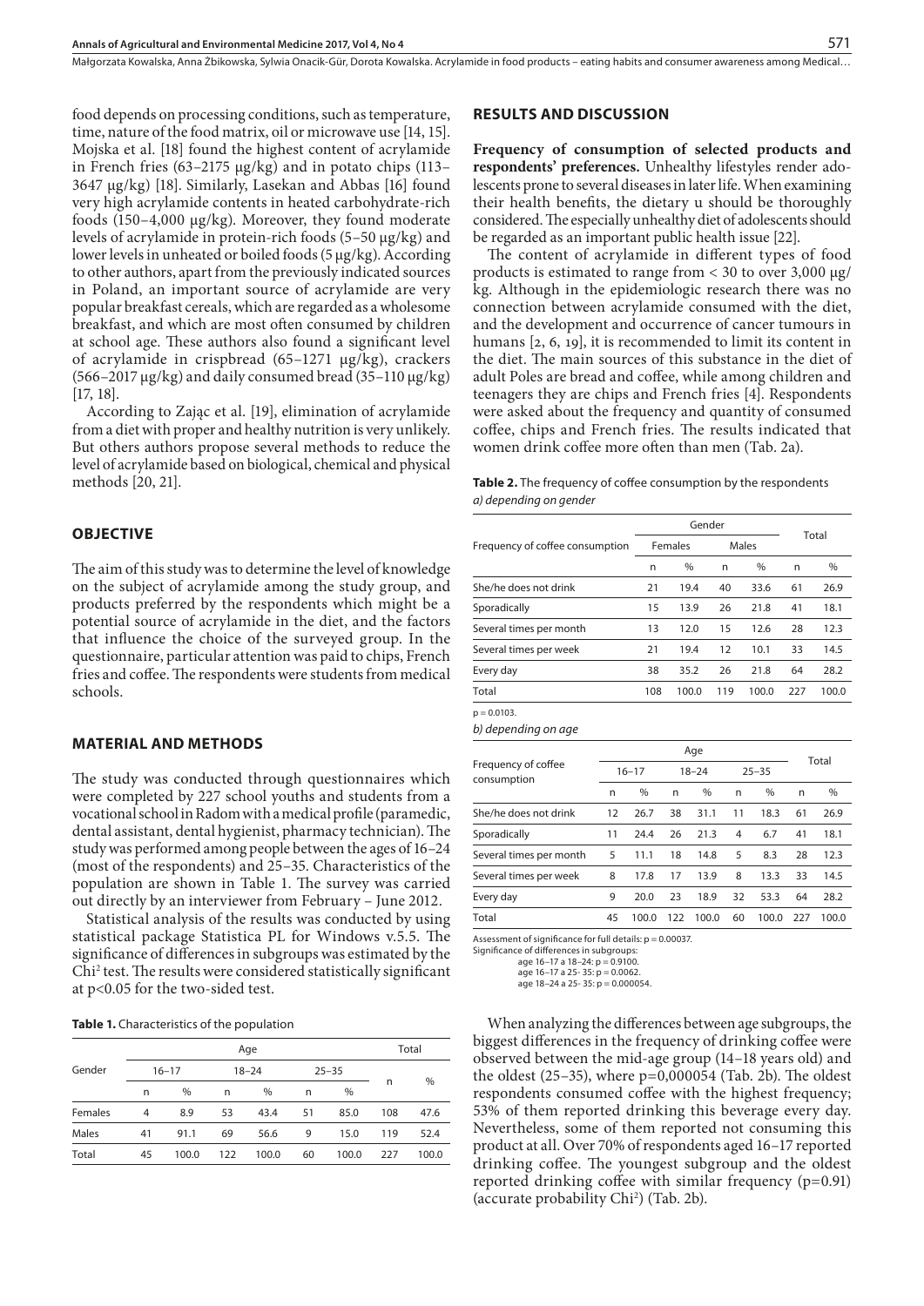food depends on processing conditions, such as temperature, time, nature of the food matrix, oil or microwave use [14, 15]. Mojska et al. [18] found the highest content of acrylamide in French fries (63–2175 µg/kg) and in potato chips (113–3647 µg/kg) [18]. Similarly, Lasekan and Abbas [16] found very high acrylamide contents in heated carbohydrate-rich foods (150–4,000 µg/kg). Moreover, they found moderate levels of acrylamide in protein-rich foods (5–50 µg/kg) and lower levels in unheated or boiled foods (5 µg/kg). According to other authors, apart from the previously indicated sources in Poland, an important source of acrylamide are very popular breakfast cereals, which are regarded as a wholesome breakfast, and which are most often consumed by children at school age. These authors also found a significant level of acrylamide in crispbread (65–1271 µg/kg), crackers (566–2017 µg/kg) and daily consumed bread (35–110 µg/kg) [17, 18].

According to Zając et al. [19], elimination of acrylamide from a diet with proper and healthy nutrition is very unlikely. But others authors propose several methods to reduce the level of acrylamide based on biological, chemical and physical methods [20, 21].

## OBJECTIVE

The aim of this study was to determine the level of knowledge on the subject of acrylamide among the study group, and products preferred by the respondents which might be a potential source of acrylamide in the diet, and the factors that influence the choice of the surveyed group. In the questionnaire, particular attention was paid to chips, French fries and coffee. The respondents were students from medical schools.

## MATERIAL AND METHODS

The study was conducted through questionnaires which were completed by 227 school youths and students from a vocational school in Radom with a medical profile (paramedic, dental assistant, dental hygienist, pharmacy technician). The study was performed among people between the ages of 16–24 (most of the respondents) and 25–35. Characteristics of the population are shown in Table 1. The survey was carried out directly by an interviewer from February – June 2012.

Statistical analysis of the results was conducted by using statistical package Statistica PL for Windows v.5.5. The significance of differences in subgroups was estimated by the $Chi^2$ test. The results were considered statistically significant at $p<0.05$ for the two-sided test.

**Table 1.** Characteristics of the population

| Gender | Age | | | | | | Total | |
|---|---|---|---|---|---|---|---|---|
| | 16–17 | | 18–24 | | 25–35 | | n | % |
| | n | % | n | % | n | % | | |
| Females | 4 | 8.9 | 53 | 43.4 | 51 | 85.0 | 108 | 47.6 |
| Males | 41 | 91.1 | 69 | 56.6 | 9 | 15.0 | 119 | 52.4 |
| Total | 45 | 100.0 | 122 | 100.0 | 60 | 100.0 | 227 | 100.0 |

## RESULTS AND DISCUSSION

**Frequency of consumption of selected products and respondents' preferences.** Unhealthy lifestyles render adolescents prone to several diseases in later life. When examining their health benefits, the dietary u should be thoroughly considered. The especially unhealthy diet of adolescents should be regarded as an important public health issue [22].

The content of acrylamide in different types of food products is estimated to range from < 30 to over 3,000 µg/kg. Although in the epidemiologic research there was no connection between acrylamide consumed with the diet, and the development and occurrence of cancer tumours in humans [2, 6, 19], it is recommended to limit its content in the diet. The main sources of this substance in the diet of adult Poles are bread and coffee, while among children and teenagers they are chips and French fries [4]. Respondents were asked about the frequency and quantity of consumed coffee, chips and French fries. The results indicated that women drink coffee more often than men (Tab. 2a).

**Table 2.** The frequency of coffee consumption by the respondents

*a) depending on gender*

| Frequency of coffee consumption | Gender | | | | Total | |
|---|---|---|---|---|---|---|
| | Females | | Males | | | |
| | n | % | n | % | n | % |
| She/he does not drink | 21 | 19.4 | 40 | 33.6 | 61 | 26.9 |
| Sporadically | 15 | 13.9 | 26 | 21.8 | 41 | 18.1 |
| Several times per month | 13 | 12.0 | 15 | 12.6 | 28 | 12.3 |
| Several times per week | 21 | 19.4 | 12 | 10.1 | 33 | 14.5 |
| Every day | 38 | 35.2 | 26 | 21.8 | 64 | 28.2 |
| Total | 108 | 100.0 | 119 | 100.0 | 227 | 100.0 |

$p = 0.0103$.

*b) depending on age*

| Frequency of coffee consumption | Age | | | | | | Total | |
|---|---|---|---|---|---|---|---|---|
| | 16–17 | | 18–24 | | 25–35 | | | |
| | n | % | n | % | n | % | n | % |
| She/he does not drink | 12 | 26.7 | 38 | 31.1 | 11 | 18.3 | 61 | 26.9 |
| Sporadically | 11 | 24.4 | 26 | 21.3 | 4 | 6.7 | 41 | 18.1 |
| Several times per month | 5 | 11.1 | 18 | 14.8 | 5 | 8.3 | 28 | 12.3 |
| Several times per week | 8 | 17.8 | 17 | 13.9 | 8 | 13.3 | 33 | 14.5 |
| Every day | 9 | 20.0 | 23 | 18.9 | 32 | 53.3 | 64 | 28.2 |
| Total | 45 | 100.0 | 122 | 100.0 | 60 | 100.0 | 227 | 100.0 |

Assessment of significance for full details: $p = 0.00037$.
Significance of differences in subgroups:
age 16–17 a 18–24: $p = 0.9100$.
age 16–17 a 25- 35: $p = 0.0062$.
age 18–24 a 25- 35: $p = 0.000054$.

When analyzing the differences between age subgroups, the biggest differences in the frequency of drinking coffee were observed between the mid-age group (14–18 years old) and the oldest (25–35), where $p=0,000054$ (Tab. 2b). The oldest respondents consumed coffee with the highest frequency; 53% of them reported drinking this beverage every day. Nevertheless, some of them reported not consuming this product at all. Over 70% of respondents aged 16–17 reported drinking coffee. The youngest subgroup and the oldest reported drinking coffee with similar frequency ($p=0.91$) (accurate probability $Chi^2$) (Tab. 2b).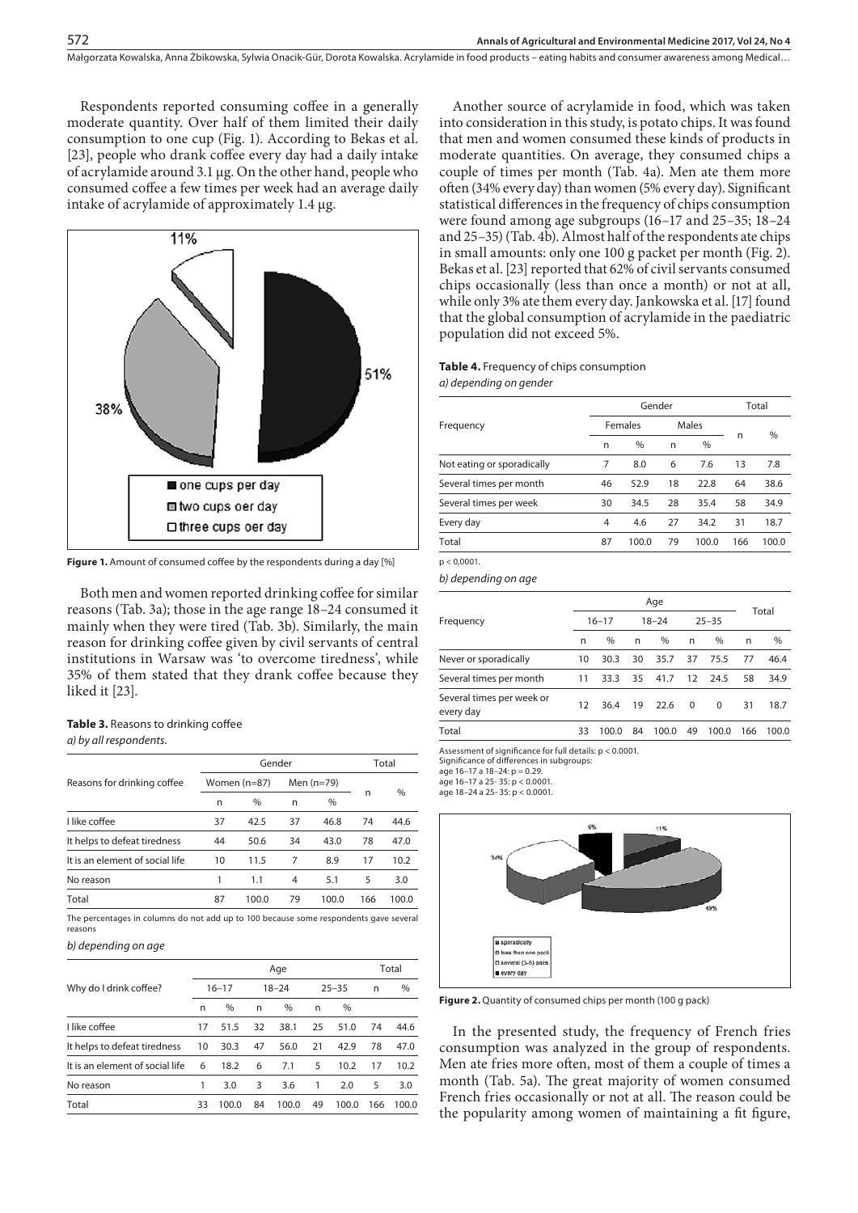Respondents reported consuming coffee in a generally moderate quantity. Over half of them limited their daily consumption to one cup (Fig. 1). According to Bekas et al. [23], people who drank coffee every day had a daily intake of acrylamide around 3.1 µg. On the other hand, people who consumed coffee a few times per week had an average daily intake of acrylamide of approximately 1.4 µg.

**Figure 1.** Amount of consumed coffee by the respondents during a day [%]

Both men and women reported drinking coffee for similar reasons (Tab. 3a); those in the age range 18–24 consumed it mainly when they were tired (Tab. 3b). Similarly, the main reason for drinking coffee given by civil servants of central institutions in Warsaw was 'to overcome tiredness', while 35% of them stated that they drank coffee because they liked it [23].

**Table 3.** Reasons to drinking coffee

*a) by all respondents.*

| Reasons for drinking coffee | Gender | | | | Total | |
|---|---|---|---|---|---|---|
| | Women (n=87) | | Men (n=79) | | n | % |
| | n | % | n | % | | |
| I like coffee | 37 | 42.5 | 37 | 46.8 | 74 | 44.6 |
| It helps to defeat tiredness | 44 | 50.6 | 34 | 43.0 | 78 | 47.0 |
| It is an element of social life | 10 | 11.5 | 7 | 8.9 | 17 | 10.2 |
| No reason | 1 | 1.1 | 4 | 5.1 | 5 | 3.0 |
| Total | 87 | 100.0 | 79 | 100.0 | 166 | 100.0 |

The percentages in columns do not add up to 100 because some respondents gave several reasons

*b) depending on age*

| Why do I drink coffee? | Age | | | | | | Total | |
|---|---|---|---|---|---|---|---|---|
| | 16–17 | | 18–24 | | 25–35 | | n | % |
| | n | % | n | % | n | % | | |
| I like coffee | 17 | 51.5 | 32 | 38.1 | 25 | 51.0 | 74 | 44.6 |
| It helps to defeat tiredness | 10 | 30.3 | 47 | 56.0 | 21 | 42.9 | 78 | 47.0 |
| It is an element of social life | 6 | 18.2 | 6 | 7.1 | 5 | 10.2 | 17 | 10.2 |
| No reason | 1 | 3.0 | 3 | 3.6 | 1 | 2.0 | 5 | 3.0 |
| Total | 33 | 100.0 | 84 | 100.0 | 49 | 100.0 | 166 | 100.0 |

Another source of acrylamide in food, which was taken into consideration in this study, is potato chips. It was found that men and women consumed these kinds of products in moderate quantities. On average, they consumed chips a couple of times per month (Tab. 4a). Men ate them more often (34% every day) than women (5% every day). Significant statistical differences in the frequency of chips consumption were found among age subgroups (16–17 and 25–35; 18–24 and 25–35) (Tab. 4b). Almost half of the respondents ate chips in small amounts: only one 100 g packet per month (Fig. 2). Bekas et al. [23] reported that 62% of civil servants consumed chips occasionally (less than once a month) or not at all, while only 3% ate them every day. Jankowska et al. [17] found that the global consumption of acrylamide in the paediatric population did not exceed 5%.

**Table 4.** Frequency of chips consumption

*a) depending on gender*

| Frequency | Gender | | | | Total | |
|---|---|---|---|---|---|---|
| | Females | | Males | | n | % |
| | n | % | n | % | | |
| Not eating or sporadically | 7 | 8.0 | 6 | 7.6 | 13 | 7.8 |
| Several times per month | 46 | 52.9 | 18 | 22.8 | 64 | 38.6 |
| Several times per week | 30 | 34.5 | 28 | 35.4 | 58 | 34.9 |
| Every day | 4 | 4.6 | 27 | 34.2 | 31 | 18.7 |
| Total | 87 | 100.0 | 79 | 100.0 | 166 | 100.0 |

$p < 0,0001$.

*b) depending on age*

| Frequency | Age | | | | | | Total | |
|---|---|---|---|---|---|---|---|---|
| | 16–17 | | 18–24 | | 25–35 | | n | % |
| | n | % | n | % | n | % | | |
| Never or sporadically | 10 | 30.3 | 30 | 35.7 | 37 | 75.5 | 77 | 46.4 |
| Several times per month | 11 | 33.3 | 35 | 41.7 | 12 | 24.5 | 58 | 34.9 |
| Several times per week or every day | 12 | 36.4 | 19 | 22.6 | 0 | 0 | 31 | 18.7 |
| Total | 33 | 100.0 | 84 | 100.0 | 49 | 100.0 | 166 | 100.0 |

Assessment of significance for full details: $p < 0.0001$.
Significance of differences in subgroups:
age 16–17 a 18–24: $p = 0.29$.
age 16–17 a 25- 35: $p < 0.0001$.
age 18–24 a 25- 35: $p < 0.0001$.

**Figure 2.** Quantity of consumed chips per month (100 g pack)

In the presented study, the frequency of French fries consumption was analyzed in the group of respondents. Men ate fries more often, most of them a couple of times a month (Tab. 5a). The great majority of women consumed French fries occasionally or not at all. The reason could be the popularity among women of maintaining a fit figure,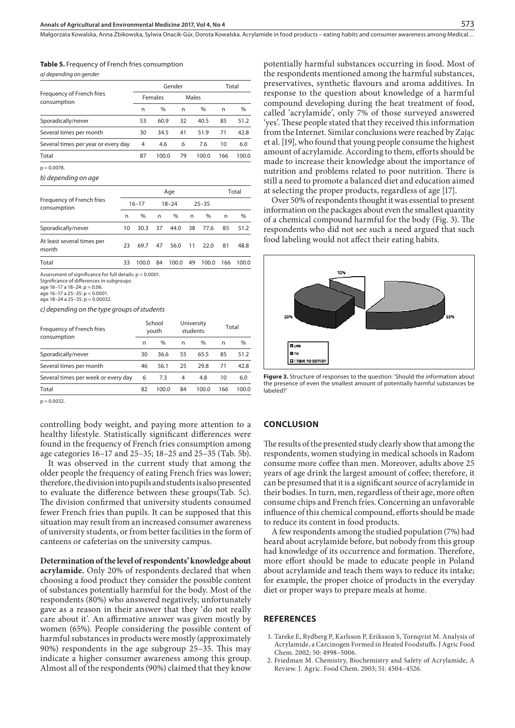**Table 5.** Frequency of French fries consumption

*a) depending on gender*

| Frequency of French fries consumption | Gender | | | | Total | |
|---|---|---|---|---|---|---|
| | Females | | Males | | | |
| | n | % | n | % | n | % |
| Sporadically/never | 53 | 60.9 | 32 | 40.5 | 85 | 51.2 |
| Several times per month | 30 | 34.5 | 41 | 51.9 | 71 | 42.8 |
| Several times per year or every day | 4 | 4.6 | 6 | 7.6 | 10 | 6.0 |
| Total | 87 | 100.0 | 79 | 100.0 | 166 | 100.0 |

$p = 0.0078$.

*b) depending on age*

| Frequency of French fries consumption | Age | | | | | | Total | |
|---|---|---|---|---|---|---|---|---|
| | 16–17 | | 18–24 | | 25–35 | | | |
| | n | % | n | % | n | % | n | % |
| Sporadically/never | 10 | 30.3 | 37 | 44.0 | 38 | 77.6 | 85 | 51.2 |
| At least several times per month | 23 | 69.7 | 47 | 56.0 | 11 | 22.0 | 81 | 48.8 |
| Total | 33 | 100.0 | 84 | 100.0 | 49 | 100.0 | 166 | 100.0 |

Assessment of significance for full details: $p < 0.0001$.
Significance of differences in subgroups:
age 16–17 a 18–24: $p = 0.06$.
age 16–17 a 25–35: $p < 0.0001$.
age 18–24 a 25–35: $p = 0.00032$.

*c) depending on the type groups of students*

| Frequency of French fries consumption | School youth | | University students | | Total | |
|---|---|---|---|---|---|---|
| | n | % | n | % | n | % |
| Sporadically/never | 30 | 36.6 | 55 | 65.5 | 85 | 51.2 |
| Several times per month | 46 | 56.1 | 25 | 29.8 | 71 | 42.8 |
| Several times per week or every day | 6 | 7.3 | 4 | 4.8 | 10 | 6.0 |
| Total | 82 | 100.0 | 84 | 100.0 | 166 | 100.0 |

$p = 0.0032$.

controlling body weight, and paying more attention to a healthy lifestyle. Statistically significant differences were found in the frequency of French fries consumption among age categories 16–17 and 25–35; 18–25 and 25–35 (Tab. 5b).

It was observed in the current study that among the older people the frequency of eating French fries was lower; therefore, the division into pupils and students is also presented to evaluate the difference between these groups(Tab. 5c). The division confirmed that university students consumed fewer French fries than pupils. It can be supposed that this situation may result from an increased consumer awareness of university students, or from better facilities in the form of canteens or cafeterias on the university campus.

**Determination of the level of respondents' knowledge about acrylamide.** Only 20% of respondents declared that when choosing a food product they consider the possible content of substances potentially harmful for the body. Most of the respondents (80%) who answered negatively, unfortunately gave as a reason in their answer that they 'do not really care about it'. An affirmative answer was given mostly by women (65%). People considering the possible content of harmful substances in products were mostly (approximately 90%) respondents in the age subgroup 25–35. This may indicate a higher consumer awareness among this group. Almost all of the respondents (90%) claimed that they know potentially harmful substances occurring in food. Most of the respondents mentioned among the harmful substances, preservatives, synthetic flavours and aroma additives. In response to the question about knowledge of a harmful compound developing during the heat treatment of food, called 'acrylamide', only 7% of those surveyed answered 'yes'. These people stated that they received this information from the Internet. Similar conclusions were reached by Zając et al. [19], who found that young people consume the highest amount of acrylamide. According to them, efforts should be made to increase their knowledge about the importance of nutrition and problems related to poor nutrition. There is still a need to promote a balanced diet and education aimed at selecting the proper products, regardless of age [17].

Over 50% of respondents thought it was essential to present information on the packages about even the smallest quantity of a chemical compound harmful for the body (Fig. 3). The respondents who did not see such a need argued that such food labeling would not affect their eating habits.

**Figure 3.** Structure of responses to the question: 'Should the information about the presence of even the smallest amount of potentially harmful substances be labeled?'

## CONCLUSION

The results of the presented study clearly show that among the respondents, women studying in medical schools in Radom consume more coffee than men. Moreover, adults above 25 years of age drink the largest amount of coffee; therefore, it can be presumed that it is a significant source of acrylamide in their bodies. In turn, men, regardless of their age, more often consume chips and French fries. Concerning an unfavorable influence of this chemical compound, efforts should be made to reduce its content in food products.

A few respondents among the studied population (7%) had heard about acrylamide before, but nobody from this group had knowledge of its occurrence and formation. Therefore, more effort should be made to educate people in Poland about acrylamide and teach them ways to reduce its intake; for example, the proper choice of products in the everyday diet or proper ways to prepare meals at home.

## REFERENCES

1. Tareke E, Rydberg P, Karlsson P, Eriksson S, Tornqvist M. Analysis of Acrylamide, a Carcinogen Formed in Heated Foodstuffs. J Agric Food Chem. 2002; 50: 4998–5006.
2. Friedman M. Chemistry, Biochemistry and Safety of Acrylamide, A Review. J. Agric. Food Chem. 2003; 51: 4504–4526.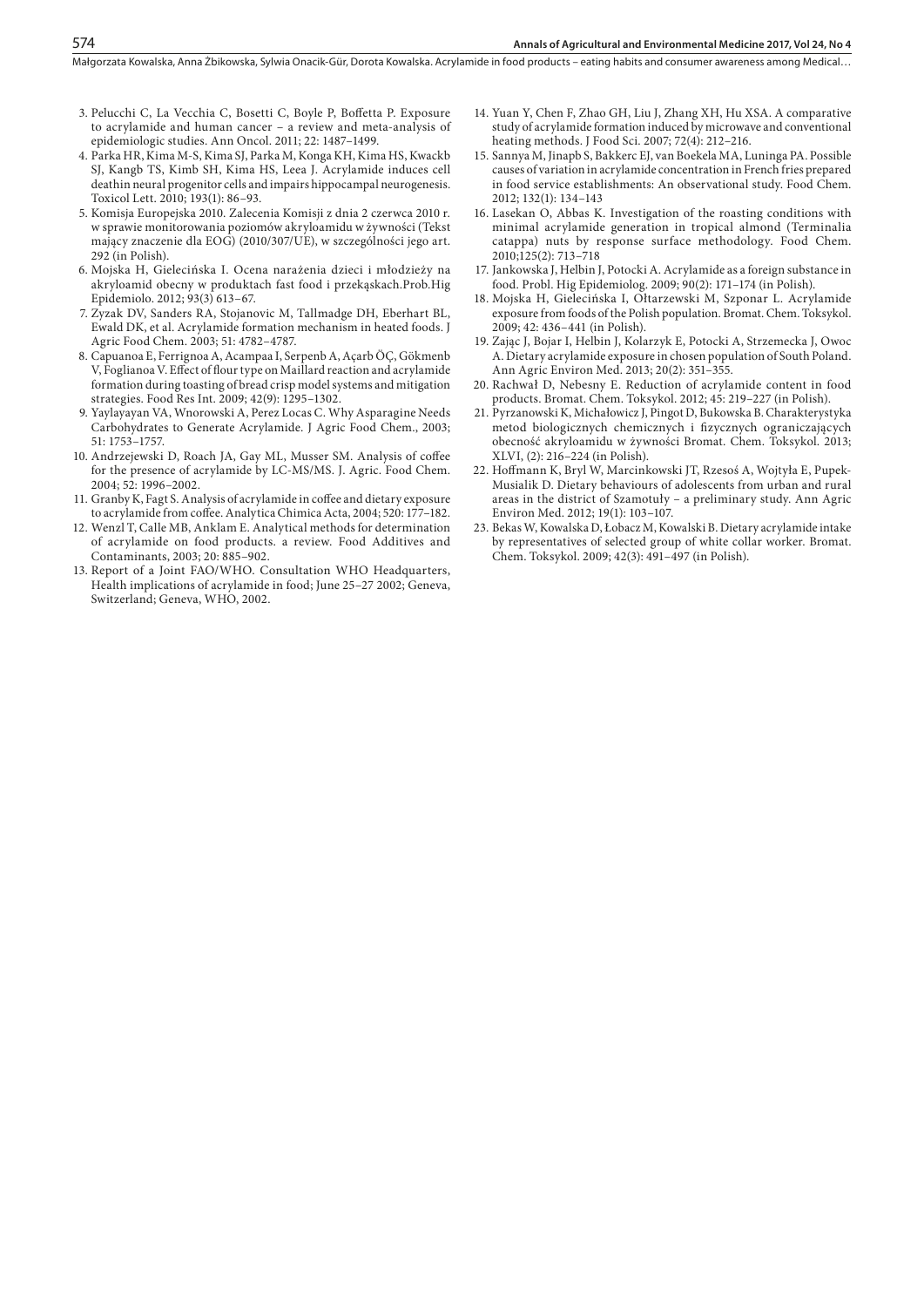3. Pelucchi C, La Vecchia C, Bosetti C, Boyle P, Boffetta P. Exposure to acrylamide and human cancer – a review and meta-analysis of epidemiologic studies. Ann Oncol. 2011; 22: 1487–1499.
4. Parka HR, Kima M-S, Kima SJ, Parka M, Konga KH, Kima HS, Kwackb SJ, Kangb TS, Kimb SH, Kima HS, Leea J. Acrylamide induces cell deathin neural progenitor cells and impairs hippocampal neurogenesis. Toxicol Lett. 2010; 193(1): 86–93.
5. Komisja Europejska 2010. Zalecenia Komisji z dnia 2 czerwca 2010 r. w sprawie monitorowania poziomów akryloamidu w żywności (Tekst mający znaczenie dla EOG) (2010/307/UE), w szczególności jego art. 292 (in Polish).
6. Mojska H, Gielecińska I. Ocena narażenia dzieci i młodzieży na akryloamid obecny w produktach fast food i przekąskach.Prob.Hig Epidemiolo. 2012; 93(3) 613–67.
7. Zyzak DV, Sanders RA, Stojanovic M, Tallmadge DH, Eberhart BL, Ewald DK, et al. Acrylamide formation mechanism in heated foods. J Agric Food Chem. 2003; 51: 4782–4787.
8. Capuanoa E, Ferrignoa A, Acampaa I, Serpenb A, Açarb ÖÇ, Gökmenb V, Foglianoa V. Effect of flour type on Maillard reaction and acrylamide formation during toasting of bread crisp model systems and mitigation strategies. Food Res Int. 2009; 42(9): 1295–1302.
9. Yaylayayan VA, Wnorowski A, Perez Locas C. Why Asparagine Needs Carbohydrates to Generate Acrylamide. J Agric Food Chem., 2003; 51: 1753–1757.
10. Andrzejewski D, Roach JA, Gay ML, Musser SM. Analysis of coffee for the presence of acrylamide by LC-MS/MS. J. Agric. Food Chem. 2004; 52: 1996–2002.
11. Granby K, Fagt S. Analysis of acrylamide in coffee and dietary exposure to acrylamide from coffee. Analytica Chimica Acta, 2004; 520: 177–182.
12. Wenzl T, Calle MB, Anklam E. Analytical methods for determination of acrylamide on food products. a review. Food Additives and Contaminants, 2003; 20: 885–902.
13. Report of a Joint FAO/WHO. Consultation WHO Headquarters, Health implications of acrylamide in food; June 25–27 2002; Geneva, Switzerland; Geneva, WHO, 2002.
14. Yuan Y, Chen F, Zhao GH, Liu J, Zhang XH, Hu XSA. A comparative study of acrylamide formation induced by microwave and conventional heating methods. J Food Sci. 2007; 72(4): 212–216.
15. Sannya M, Jinapb S, Bakkerc EJ, van Boekela MA, Luninga PA. Possible causes of variation in acrylamide concentration in French fries prepared in food service establishments: An observational study. Food Chem. 2012; 132(1): 134–143
16. Lasekan O, Abbas K. Investigation of the roasting conditions with minimal acrylamide generation in tropical almond (Terminalia catappa) nuts by response surface methodology. Food Chem. 2010;125(2): 713–718
17. Jankowska J, Helbin J, Potocki A. Acrylamide as a foreign substance in food. Probl. Hig Epidemiolog. 2009; 90(2): 171–174 (in Polish).
18. Mojska H, Gielecińska I, Ołtarzewski M, Szponar L. Acrylamide exposure from foods of the Polish population. Bromat. Chem. Toksykol. 2009; 42: 436–441 (in Polish).
19. Zając J, Bojar I, Helbin J, Kolarzyk E, Potocki A, Strzemecka J, Owoc A. Dietary acrylamide exposure in chosen population of South Poland. Ann Agric Environ Med. 2013; 20(2): 351–355.
20. Rachwał D, Nebesny E. Reduction of acrylamide content in food products. Bromat. Chem. Toksykol. 2012; 45: 219–227 (in Polish).
21. Pyrzanowski K, Michałowicz J, Pingot D, Bukowska B. Charakterystyka metod biologicznych chemicznych i fizycznych ograniczających obecność akryloamidu w żywności Bromat. Chem. Toksykol. 2013; XLVI, (2): 216–224 (in Polish).
22. Hoffmann K, Bryl W, Marcinkowski JT, Rzesoś A, Wojtyła E, Pupek-Musialik D. Dietary behaviours of adolescents from urban and rural areas in the district of Szamotuły – a preliminary study. Ann Agric Environ Med. 2012; 19(1): 103–107.
23. Bekas W, Kowalska D, Łobacz M, Kowalski B. Dietary acrylamide intake by representatives of selected group of white collar worker. Bromat. Chem. Toksykol. 2009; 42(3): 491–497 (in Polish).